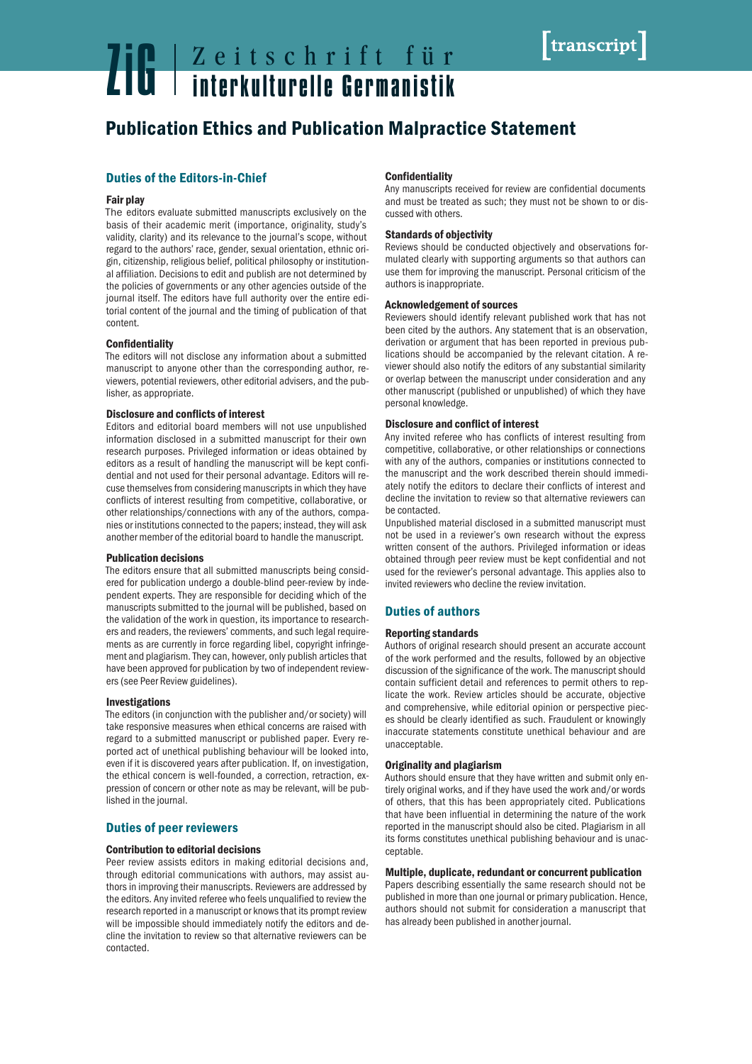# ZiG | Zeitschrift für interkulturelle Germanistik

[transcript]

# Publication Ethics and Publication Malpractice Statement

## Duties of the Editors-in-Chief

### Fair play

The editors evaluate submitted manuscripts exclusively on the basis of their academic merit (importance, originality, study's validity, clarity) and its relevance to the journal's scope, without regard to the authors' race, gender, sexual orientation, ethnic origin, citizenship, religious belief, political philosophy or institutional affiliation. Decisions to edit and publish are not determined by the policies of governments or any other agencies outside of the journal itself. The editors have full authority over the entire editorial content of the journal and the timing of publication of that content.

### Confidentiality

The editors will not disclose any information about a submitted manuscript to anyone other than the corresponding author, reviewers, potential reviewers, other editorial advisers, and the publisher, as appropriate.

### Disclosure and conflicts of interest

Editors and editorial board members will not use unpublished information disclosed in a submitted manuscript for their own research purposes. Privileged information or ideas obtained by editors as a result of handling the manuscript will be kept confidential and not used for their personal advantage. Editors will recuse themselves from considering manuscripts in which they have conflicts of interest resulting from competitive, collaborative, or other relationships/connections with any of the authors, companies or institutions connected to the papers; instead, they will ask another member of the editorial board to handle the manuscript.

### Publication decisions

The editors ensure that all submitted manuscripts being considered for publication undergo a double-blind peer-review by independent experts. They are responsible for deciding which of the manuscripts submitted to the journal will be published, based on the validation of the work in question, its importance to researchers and readers, the reviewers' comments, and such legal requirements as are currently in force regarding libel, copyright infringement and plagiarism. They can, however, only publish articles that have been approved for publication by two of independent reviewers (see Peer Review guidelines).

### Investigations

The editors (in conjunction with the publisher and/or society) will take responsive measures when ethical concerns are raised with regard to a submitted manuscript or published paper. Every reported act of unethical publishing behaviour will be looked into, even if it is discovered years after publication. If, on investigation, the ethical concern is well-founded, a correction, retraction, expression of concern or other note as may be relevant, will be published in the journal.

## Duties of peer reviewers

### Contribution to editorial decisions

Peer review assists editors in making editorial decisions and, through editorial communications with authors, may assist authors in improving their manuscripts. Reviewers are addressed by the editors. Any invited referee who feels unqualified to review the research reported in a manuscript or knows that its prompt review will be impossible should immediately notify the editors and decline the invitation to review so that alternative reviewers can be contacted.

### Confidentiality

Any manuscripts received for review are confidential documents and must be treated as such; they must not be shown to or discussed with others.

### Standards of objectivity

Reviews should be conducted objectively and observations formulated clearly with supporting arguments so that authors can use them for improving the manuscript. Personal criticism of the authors is inappropriate.

### Acknowledgement of sources

Reviewers should identify relevant published work that has not been cited by the authors. Any statement that is an observation, derivation or argument that has been reported in previous publications should be accompanied by the relevant citation. A reviewer should also notify the editors of any substantial similarity or overlap between the manuscript under consideration and any other manuscript (published or unpublished) of which they have personal knowledge.

### Disclosure and conflict of interest

Any invited referee who has conflicts of interest resulting from competitive, collaborative, or other relationships or connections with any of the authors, companies or institutions connected to the manuscript and the work described therein should immediately notify the editors to declare their conflicts of interest and decline the invitation to review so that alternative reviewers can be contacted.

Unpublished material disclosed in a submitted manuscript must not be used in a reviewer's own research without the express written consent of the authors. Privileged information or ideas obtained through peer review must be kept confidential and not used for the reviewer's personal advantage. This applies also to invited reviewers who decline the review invitation.

## Duties of authors

### Reporting standards

Authors of original research should present an accurate account of the work performed and the results, followed by an objective discussion of the significance of the work. The manuscript should contain sufficient detail and references to permit others to replicate the work. Review articles should be accurate, objective and comprehensive, while editorial opinion or perspective pieces should be clearly identified as such. Fraudulent or knowingly inaccurate statements constitute unethical behaviour and are unacceptable.

### Originality and plagiarism

Authors should ensure that they have written and submit only entirely original works, and if they have used the work and/or words of others, that this has been appropriately cited. Publications that have been influential in determining the nature of the work reported in the manuscript should also be cited. Plagiarism in all its forms constitutes unethical publishing behaviour and is unacceptable.

### Multiple, duplicate, redundant or concurrent publication

Papers describing essentially the same research should not be published in more than one journal or primary publication. Hence, authors should not submit for consideration a manuscript that has already been published in another journal.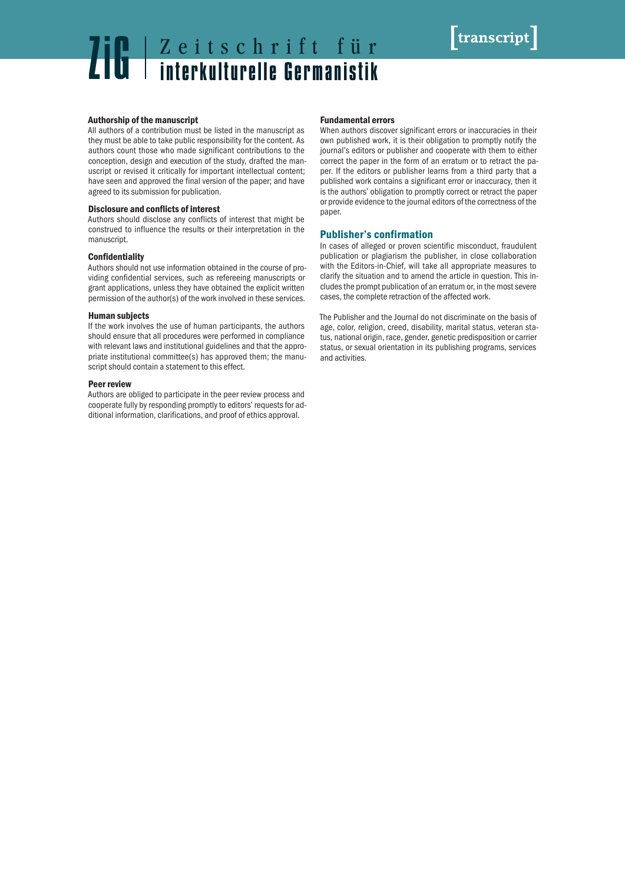### Authorship of the manuscript

All authors of a contribution must be listed in the manuscript as they must be able to take public responsibility for the content. As authors count those who made significant contributions to the conception, design and execution of the study, drafted the manuscript or revised it critically for important intellectual content; have seen and approved the final version of the paper; and have agreed to its submission for publication.

### Disclosure and conflicts of interest

Authors should disclose any conflicts of interest that might be construed to influence the results or their interpretation in the manuscript.

### Confidentiality

Authors should not use information obtained in the course of providing confidential services, such as refereeing manuscripts or grant applications, unless they have obtained the explicit written permission of the author(s) of the work involved in these services.

### Human subjects

If the work involves the use of human participants, the authors should ensure that all procedures were performed in compliance with relevant laws and institutional guidelines and that the appropriate institutional committee(s) has approved them; the manuscript should contain a statement to this effect.

### Peer review

Authors are obliged to participate in the peer review process and cooperate fully by responding promptly to editors' requests for additional information, clarifications, and proof of ethics approval.

### Fundamental errors

When authors discover significant errors or inaccuracies in their own published work, it is their obligation to promptly notify the journal's editors or publisher and cooperate with them to either correct the paper in the form of an erratum or to retract the paper. If the editors or publisher learns from a third party that a published work contains a significant error or inaccuracy, then it is the authors' obligation to promptly correct or retract the paper or provide evidence to the journal editors of the correctness of the paper.

## Publisher's confirmation

In cases of alleged or proven scientific misconduct, fraudulent publication or plagiarism the publisher, in close collaboration with the Editors-in-Chief, will take all appropriate measures to clarify the situation and to amend the article in question. This includes the prompt publication of an erratum or, in the most severe cases, the complete retraction of the affected work.

The Publisher and the Journal do not discriminate on the basis of age, color, religion, creed, disability, marital status, veteran status, national origin, race, gender, genetic predisposition or carrier status, or sexual orientation in its publishing programs, services and activities.